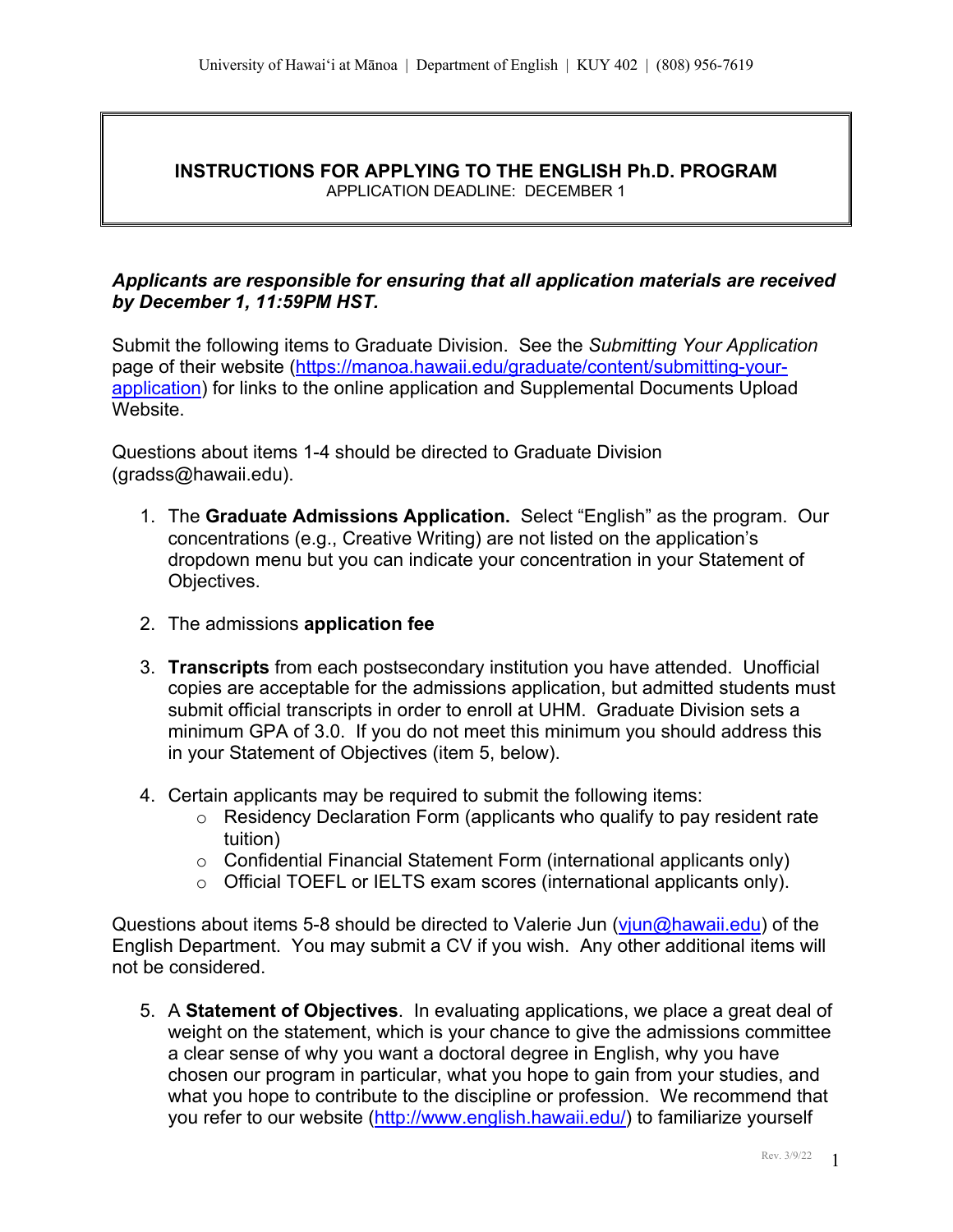# INSTRUCTIONS FOR APPLYING TO THE ENGLISH Ph.D. PROGRAM

APPLICATION DEADLINE: DECEMBER 1

***Applicants are responsible for ensuring that all application materials are received by December 1, 11:59PM HST.***

Submit the following items to Graduate Division. See the *Submitting Your Application* page of their website (https://manoa.hawaii.edu/graduate/content/submitting-your-application) for links to the online application and Supplemental Documents Upload Website.

Questions about items 1-4 should be directed to Graduate Division (gradss@hawaii.edu).

1. The **Graduate Admissions Application.** Select "English" as the program. Our concentrations (e.g., Creative Writing) are not listed on the application's dropdown menu but you can indicate your concentration in your Statement of Objectives.

2. The admissions **application fee**

3. **Transcripts** from each postsecondary institution you have attended. Unofficial copies are acceptable for the admissions application, but admitted students must submit official transcripts in order to enroll at UHM. Graduate Division sets a minimum GPA of 3.0. If you do not meet this minimum you should address this in your Statement of Objectives (item 5, below).

4. Certain applicants may be required to submit the following items:
   - Residency Declaration Form (applicants who qualify to pay resident rate tuition)
   - Confidential Financial Statement Form (international applicants only)
   - Official TOEFL or IELTS exam scores (international applicants only).

Questions about items 5-8 should be directed to Valerie Jun (vjun@hawaii.edu) of the English Department. You may submit a CV if you wish. Any other additional items will not be considered.

5. A **Statement of Objectives**. In evaluating applications, we place a great deal of weight on the statement, which is your chance to give the admissions committee a clear sense of why you want a doctoral degree in English, why you have chosen our program in particular, what you hope to gain from your studies, and what you hope to contribute to the discipline or profession. We recommend that you refer to our website (http://www.english.hawaii.edu/) to familiarize yourself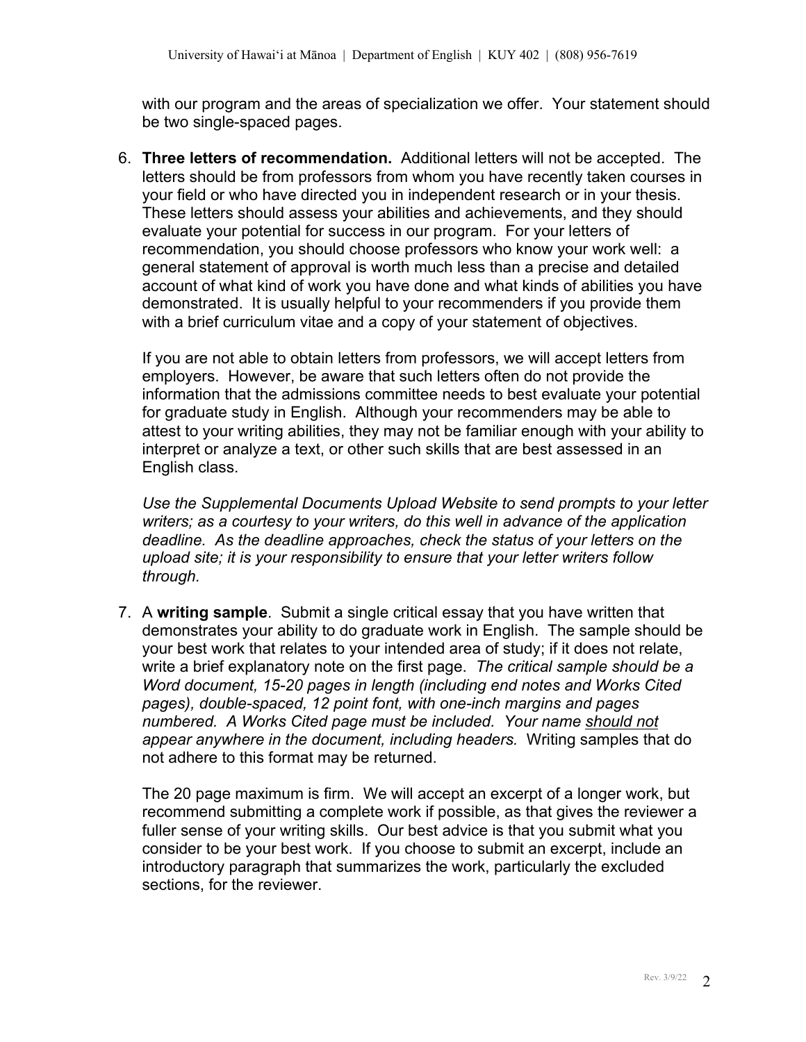with our program and the areas of specialization we offer. Your statement should be two single-spaced pages.

6. **Three letters of recommendation.** Additional letters will not be accepted. The letters should be from professors from whom you have recently taken courses in your field or who have directed you in independent research or in your thesis. These letters should assess your abilities and achievements, and they should evaluate your potential for success in our program. For your letters of recommendation, you should choose professors who know your work well: a general statement of approval is worth much less than a precise and detailed account of what kind of work you have done and what kinds of abilities you have demonstrated. It is usually helpful to your recommenders if you provide them with a brief curriculum vitae and a copy of your statement of objectives.

   If you are not able to obtain letters from professors, we will accept letters from employers. However, be aware that such letters often do not provide the information that the admissions committee needs to best evaluate your potential for graduate study in English. Although your recommenders may be able to attest to your writing abilities, they may not be familiar enough with your ability to interpret or analyze a text, or other such skills that are best assessed in an English class.

   *Use the Supplemental Documents Upload Website to send prompts to your letter writers; as a courtesy to your writers, do this well in advance of the application deadline. As the deadline approaches, check the status of your letters on the upload site; it is your responsibility to ensure that your letter writers follow through.*

7. A **writing sample**. Submit a single critical essay that you have written that demonstrates your ability to do graduate work in English. The sample should be your best work that relates to your intended area of study; if it does not relate, write a brief explanatory note on the first page. *The critical sample should be a Word document, 15-20 pages in length (including end notes and Works Cited pages), double-spaced, 12 point font, with one-inch margins and pages numbered. A Works Cited page must be included. Your name <u>should not</u> appear anywhere in the document, including headers.* Writing samples that do not adhere to this format may be returned.

   The 20 page maximum is firm. We will accept an excerpt of a longer work, but recommend submitting a complete work if possible, as that gives the reviewer a fuller sense of your writing skills. Our best advice is that you submit what you consider to be your best work. If you choose to submit an excerpt, include an introductory paragraph that summarizes the work, particularly the excluded sections, for the reviewer.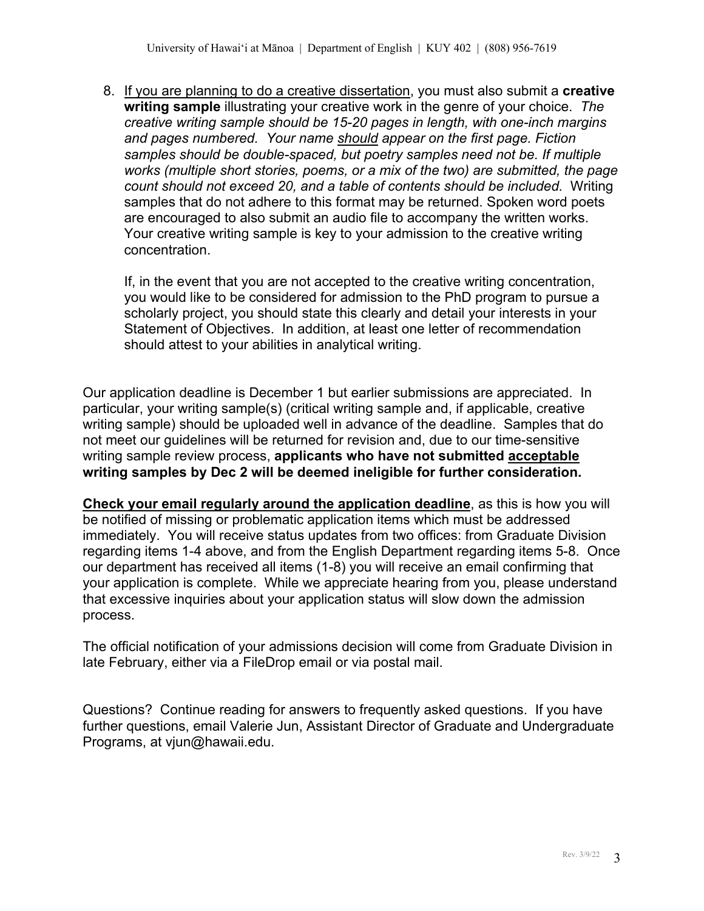8. <u>If you are planning to do a creative dissertation</u>, you must also submit a **creative writing sample** illustrating your creative work in the genre of your choice. *The creative writing sample should be 15-20 pages in length, with one-inch margins and pages numbered. Your name <u>should</u> appear on the first page. Fiction samples should be double-spaced, but poetry samples need not be. If multiple works (multiple short stories, poems, or a mix of the two) are submitted, the page count should not exceed 20, and a table of contents should be included.* Writing samples that do not adhere to this format may be returned. Spoken word poets are encouraged to also submit an audio file to accompany the written works. Your creative writing sample is key to your admission to the creative writing concentration.

   If, in the event that you are not accepted to the creative writing concentration, you would like to be considered for admission to the PhD program to pursue a scholarly project, you should state this clearly and detail your interests in your Statement of Objectives. In addition, at least one letter of recommendation should attest to your abilities in analytical writing.

Our application deadline is December 1 but earlier submissions are appreciated. In particular, your writing sample(s) (critical writing sample and, if applicable, creative writing sample) should be uploaded well in advance of the deadline. Samples that do not meet our guidelines will be returned for revision and, due to our time-sensitive writing sample review process, **applicants who have not submitted <u>acceptable</u> writing samples by Dec 2 will be deemed ineligible for further consideration.**

**<u>Check your email regularly around the application deadline</u>**, as this is how you will be notified of missing or problematic application items which must be addressed immediately. You will receive status updates from two offices: from Graduate Division regarding items 1-4 above, and from the English Department regarding items 5-8. Once our department has received all items (1-8) you will receive an email confirming that your application is complete. While we appreciate hearing from you, please understand that excessive inquiries about your application status will slow down the admission process.

The official notification of your admissions decision will come from Graduate Division in late February, either via a FileDrop email or via postal mail.

Questions? Continue reading for answers to frequently asked questions. If you have further questions, email Valerie Jun, Assistant Director of Graduate and Undergraduate Programs, at vjun@hawaii.edu.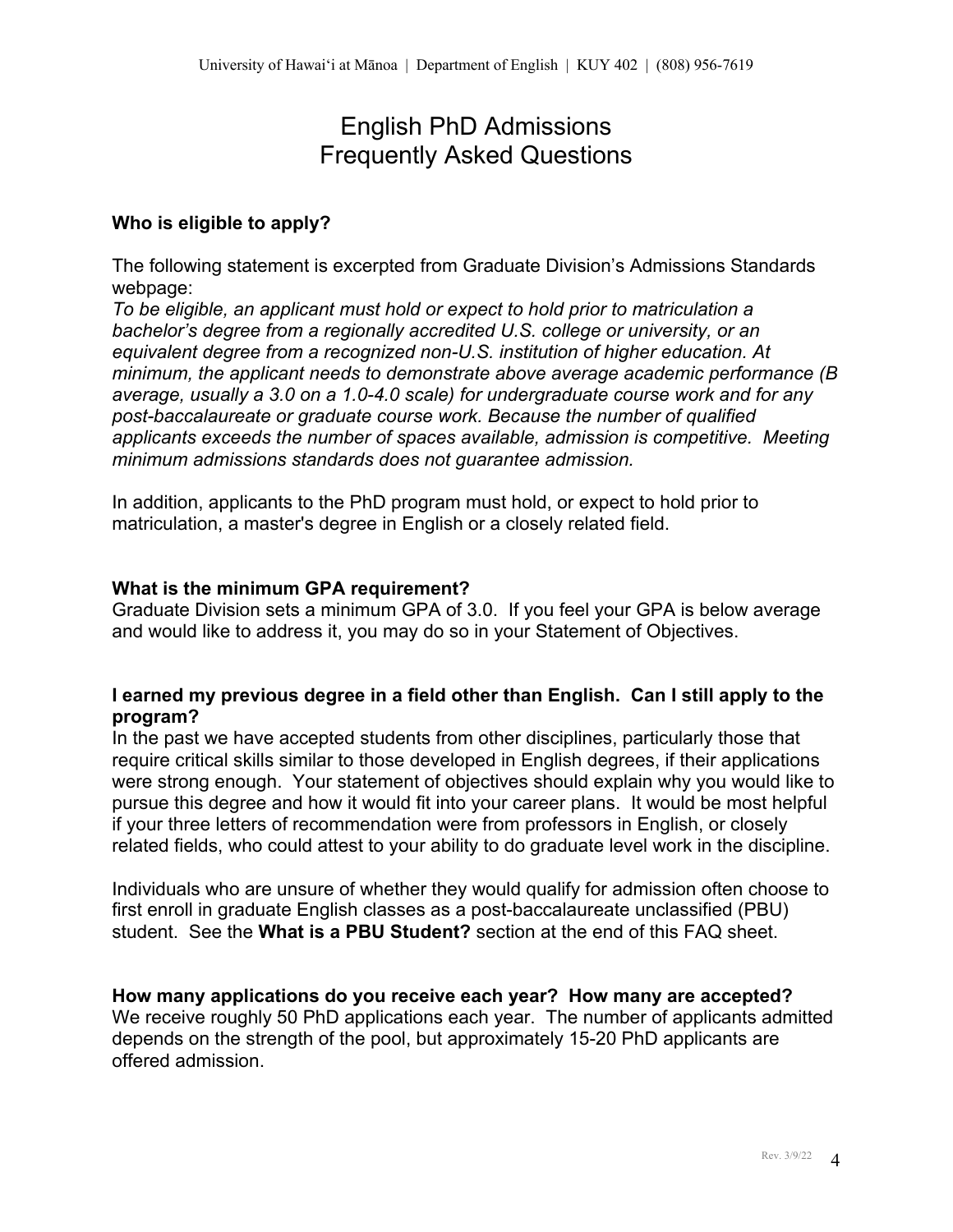# English PhD Admissions
# Frequently Asked Questions

**Who is eligible to apply?**

The following statement is excerpted from Graduate Division's Admissions Standards webpage:
*To be eligible, an applicant must hold or expect to hold prior to matriculation a bachelor's degree from a regionally accredited U.S. college or university, or an equivalent degree from a recognized non-U.S. institution of higher education. At minimum, the applicant needs to demonstrate above average academic performance (B average, usually a 3.0 on a 1.0-4.0 scale) for undergraduate course work and for any post-baccalaureate or graduate course work. Because the number of qualified applicants exceeds the number of spaces available, admission is competitive. Meeting minimum admissions standards does not guarantee admission.*

In addition, applicants to the PhD program must hold, or expect to hold prior to matriculation, a master's degree in English or a closely related field.

**What is the minimum GPA requirement?**
Graduate Division sets a minimum GPA of 3.0. If you feel your GPA is below average and would like to address it, you may do so in your Statement of Objectives.

**I earned my previous degree in a field other than English. Can I still apply to the program?**
In the past we have accepted students from other disciplines, particularly those that require critical skills similar to those developed in English degrees, if their applications were strong enough. Your statement of objectives should explain why you would like to pursue this degree and how it would fit into your career plans. It would be most helpful if your three letters of recommendation were from professors in English, or closely related fields, who could attest to your ability to do graduate level work in the discipline.

Individuals who are unsure of whether they would qualify for admission often choose to first enroll in graduate English classes as a post-baccalaureate unclassified (PBU) student. See the **What is a PBU Student?** section at the end of this FAQ sheet.

**How many applications do you receive each year? How many are accepted?**
We receive roughly 50 PhD applications each year. The number of applicants admitted depends on the strength of the pool, but approximately 15-20 PhD applicants are offered admission.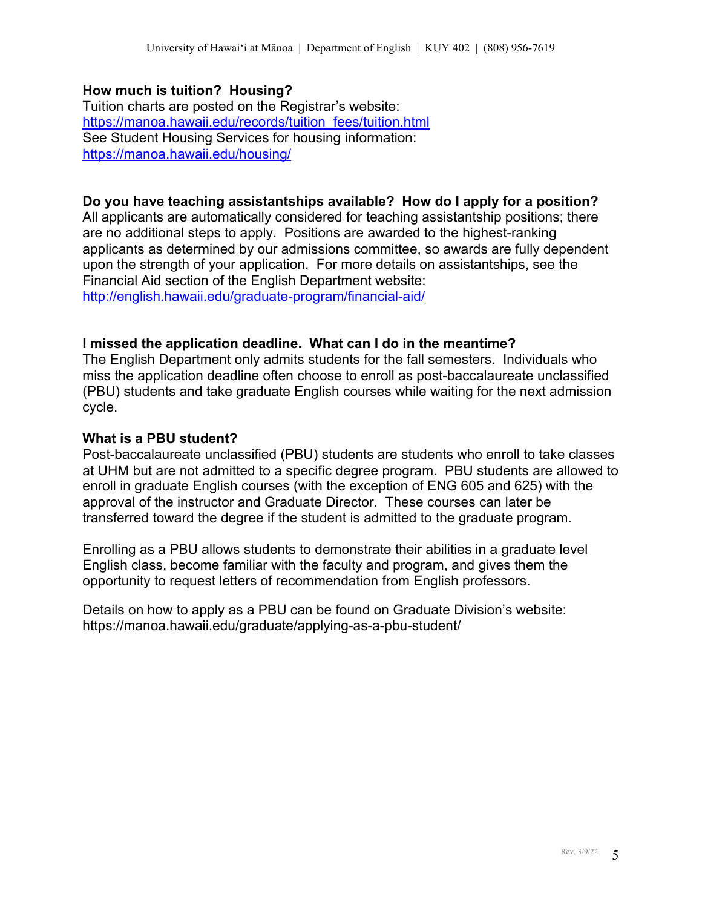### How much is tuition? Housing?

Tuition charts are posted on the Registrar's website:
https://manoa.hawaii.edu/records/tuition_fees/tuition.html
See Student Housing Services for housing information:
https://manoa.hawaii.edu/housing/

### Do you have teaching assistantships available? How do I apply for a position?

All applicants are automatically considered for teaching assistantship positions; there are no additional steps to apply. Positions are awarded to the highest-ranking applicants as determined by our admissions committee, so awards are fully dependent upon the strength of your application. For more details on assistantships, see the Financial Aid section of the English Department website:
http://english.hawaii.edu/graduate-program/financial-aid/

### I missed the application deadline. What can I do in the meantime?

The English Department only admits students for the fall semesters. Individuals who miss the application deadline often choose to enroll as post-baccalaureate unclassified (PBU) students and take graduate English courses while waiting for the next admission cycle.

### What is a PBU student?

Post-baccalaureate unclassified (PBU) students are students who enroll to take classes at UHM but are not admitted to a specific degree program. PBU students are allowed to enroll in graduate English courses (with the exception of ENG 605 and 625) with the approval of the instructor and Graduate Director. These courses can later be transferred toward the degree if the student is admitted to the graduate program.

Enrolling as a PBU allows students to demonstrate their abilities in a graduate level English class, become familiar with the faculty and program, and gives them the opportunity to request letters of recommendation from English professors.

Details on how to apply as a PBU can be found on Graduate Division's website:
https://manoa.hawaii.edu/graduate/applying-as-a-pbu-student/